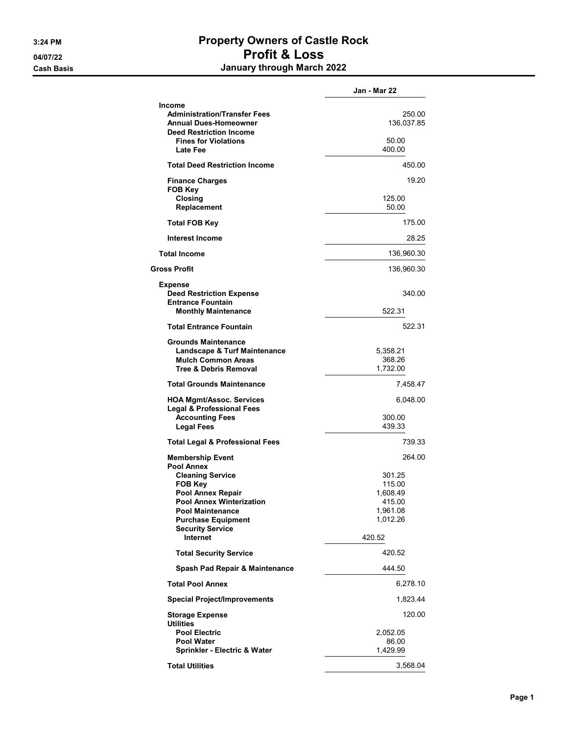# Property Owners of Castle Rock

## Profit & Loss

### January through March 2022

3:24 PM
04/07/22
Cash Basis

| | | Jan - Mar 22 |
|---|---|---|
| **Income** | | |
| **Administration/Transfer Fees** | | 250.00 |
| **Annual Dues-Homeowner** | | 136,037.85 |
| **Deed Restriction Income** | | |
| **Fines for Violations** | 50.00 | |
| **Late Fee** | 400.00 | |
| **Total Deed Restriction Income** | | 450.00 |
| **Finance Charges** | | 19.20 |
| **FOB Key** | | |
| **Closing** | 125.00 | |
| **Replacement** | 50.00 | |
| **Total FOB Key** | | 175.00 |
| **Interest Income** | | 28.25 |
| **Total Income** | | 136,960.30 |
| **Gross Profit** | | 136,960.30 |
| **Expense** | | |
| **Deed Restriction Expense** | | 340.00 |
| **Entrance Fountain** | | |
| **Monthly Maintenance** | 522.31 | |
| **Total Entrance Fountain** | | 522.31 |
| **Grounds Maintenance** | | |
| **Landscape & Turf Maintenance** | 5,358.21 | |
| **Mulch Common Areas** | 368.26 | |
| **Tree & Debris Removal** | 1,732.00 | |
| **Total Grounds Maintenance** | | 7,458.47 |
| **HOA Mgmt/Assoc. Services** | | 6,048.00 |
| **Legal & Professional Fees** | | |
| **Accounting Fees** | 300.00 | |
| **Legal Fees** | 439.33 | |
| **Total Legal & Professional Fees** | | 739.33 |
| **Membership Event** | | 264.00 |
| **Pool Annex** | | |
| **Cleaning Service** | 301.25 | |
| **FOB Key** | 115.00 | |
| **Pool Annex Repair** | 1,608.49 | |
| **Pool Annex Winterization** | 415.00 | |
| **Pool Maintenance** | 1,961.08 | |
| **Purchase Equipment** | 1,012.26 | |
| **Security Service** | | |
| **Internet** | 420.52 | |
| **Total Security Service** | 420.52 | |
| **Spash Pad Repair & Maintenance** | 444.50 | |
| **Total Pool Annex** | | 6,278.10 |
| **Special Project/Improvements** | | 1,823.44 |
| **Storage Expense** | | 120.00 |
| **Utilities** | | |
| **Pool Electric** | 2,052.05 | |
| **Pool Water** | 86.00 | |
| **Sprinkler - Electric & Water** | 1,429.99 | |
| **Total Utilities** | | 3,568.04 |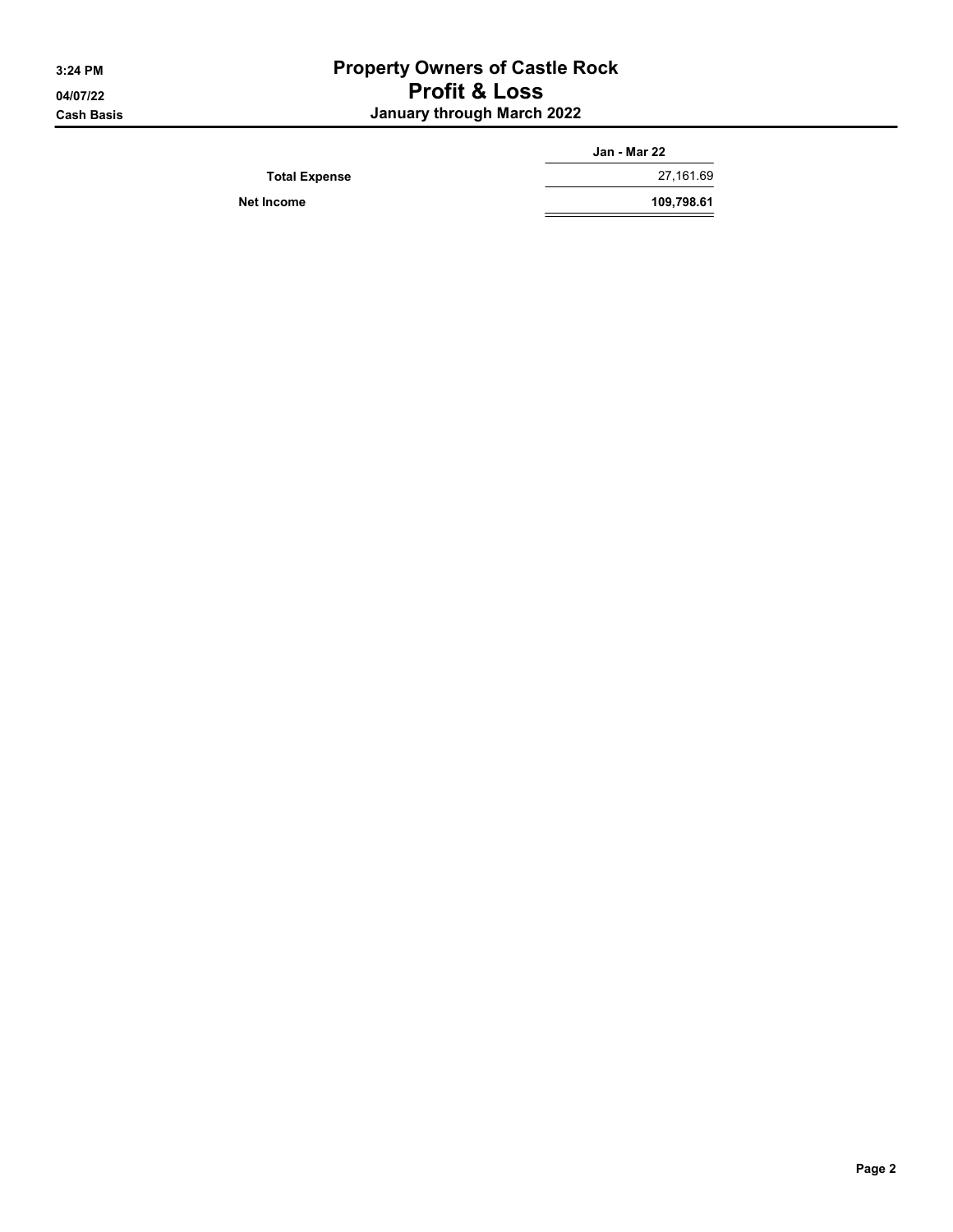| | Jan - Mar 22 |
|---|---|
| Total Expense | 27,161.69 |
| Net Income | **109,798.61** |